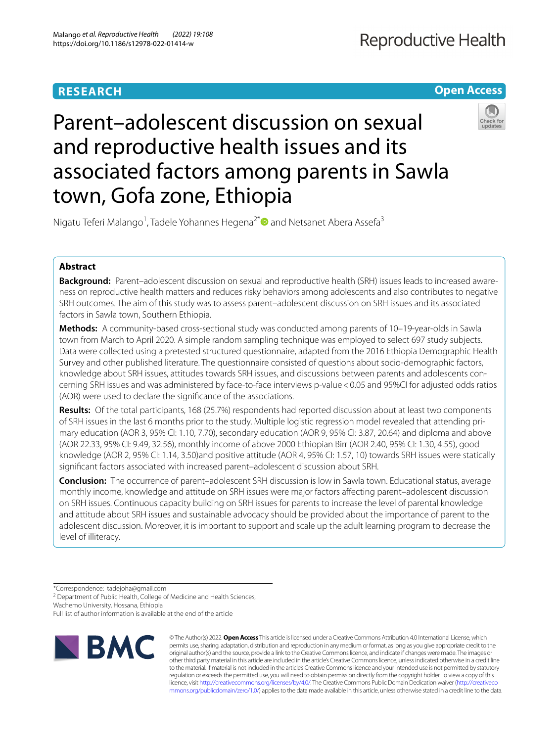**RESEARCH** **Open Access**

# Parent–adolescent discussion on sexual and reproductive health issues and its associated factors among parents in Sawla town, Gofa zone, Ethiopia

Nigatu Teferi Malango[1], Tadele Yohannes Hegena[2*] and Netsanet Abera Assefa[3]

## Abstract

**Background:** Parent–adolescent discussion on sexual and reproductive health (SRH) issues leads to increased awareness on reproductive health matters and reduces risky behaviors among adolescents and also contributes to negative SRH outcomes. The aim of this study was to assess parent–adolescent discussion on SRH issues and its associated factors in Sawla town, Southern Ethiopia.

**Methods:** A community-based cross-sectional study was conducted among parents of 10–19-year-olds in Sawla town from March to April 2020. A simple random sampling technique was employed to select 697 study subjects. Data were collected using a pretested structured questionnaire, adapted from the 2016 Ethiopia Demographic Health Survey and other published literature. The questionnaire consisted of questions about socio-demographic factors, knowledge about SRH issues, attitudes towards SRH issues, and discussions between parents and adolescents concerning SRH issues and was administered by face-to-face interviews p-value < 0.05 and 95%CI for adjusted odds ratios (AOR) were used to declare the significance of the associations.

**Results:** Of the total participants, 168 (25.7%) respondents had reported discussion about at least two components of SRH issues in the last 6 months prior to the study. Multiple logistic regression model revealed that attending primary education (AOR 3, 95% CI: 1.10, 7.70), secondary education (AOR 9, 95% CI: 3.87, 20.64) and diploma and above (AOR 22.33, 95% CI: 9.49, 32.56), monthly income of above 2000 Ethiopian Birr (AOR 2.40, 95% CI: 1.30, 4.55), good knowledge (AOR 2, 95% CI: 1.14, 3.50)and positive attitude (AOR 4, 95% CI: 1.57, 10) towards SRH issues were statically significant factors associated with increased parent–adolescent discussion about SRH.

**Conclusion:** The occurrence of parent–adolescent SRH discussion is low in Sawla town. Educational status, average monthly income, knowledge and attitude on SRH issues were major factors affecting parent–adolescent discussion on SRH issues. Continuous capacity building on SRH issues for parents to increase the level of parental knowledge and attitude about SRH issues and sustainable advocacy should be provided about the importance of parent to the adolescent discussion. Moreover, it is important to support and scale up the adult learning program to decrease the level of illiteracy.

*Correspondence: tadejoha@gmail.com

[2] Department of Public Health, College of Medicine and Health Sciences, Wachemo University, Hossana, Ethiopia

Full list of author information is available at the end of the article

© The Author(s) 2022. **Open Access** This article is licensed under a Creative Commons Attribution 4.0 International License, which permits use, sharing, adaptation, distribution and reproduction in any medium or format, as long as you give appropriate credit to the original author(s) and the source, provide a link to the Creative Commons licence, and indicate if changes were made. The images or other third party material in this article are included in the article's Creative Commons licence, unless indicated otherwise in a credit line to the material. If material is not included in the article's Creative Commons licence and your intended use is not permitted by statutory regulation or exceeds the permitted use, you will need to obtain permission directly from the copyright holder. To view a copy of this licence, visit http://creativecommons.org/licenses/by/4.0/. The Creative Commons Public Domain Dedication waiver (http://creativecommons.org/publicdomain/zero/1.0/) applies to the data made available in this article, unless otherwise stated in a credit line to the data.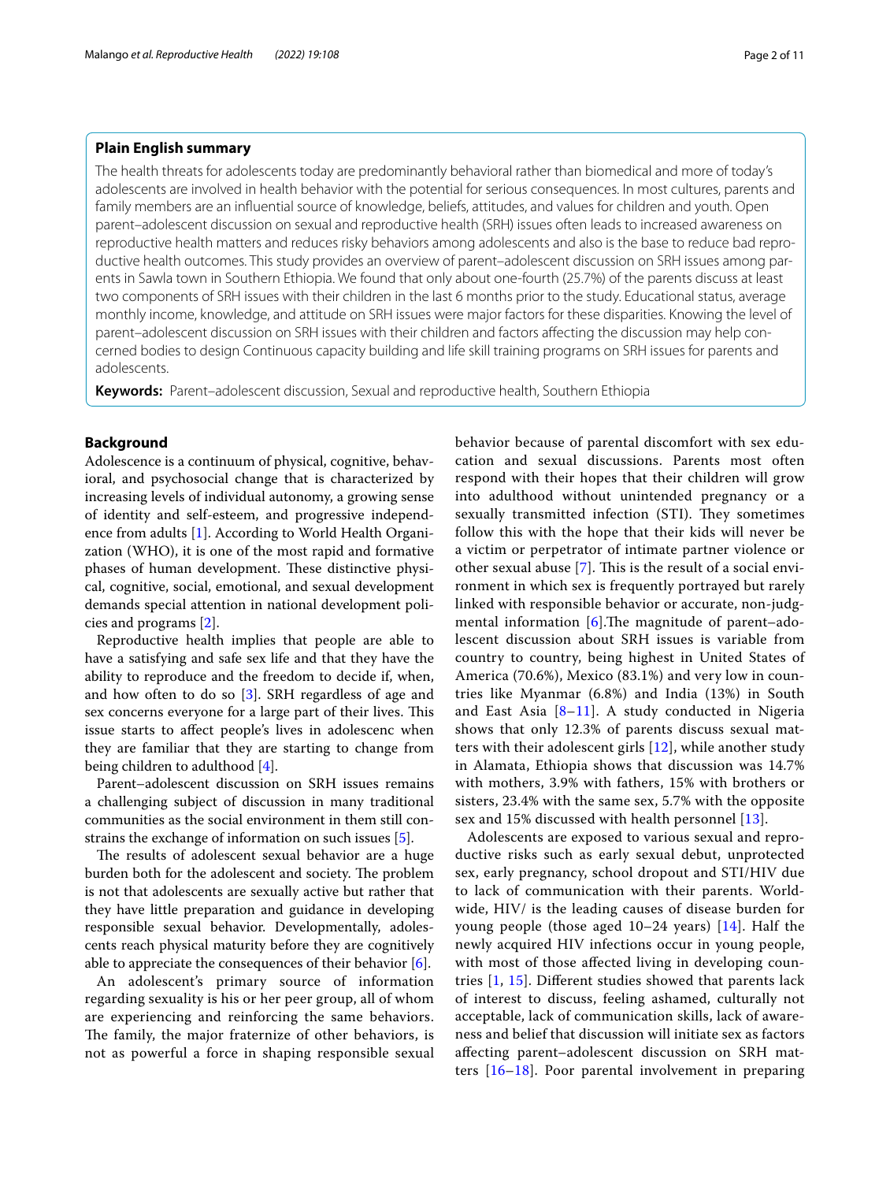## Plain English summary

The health threats for adolescents today are predominantly behavioral rather than biomedical and more of today's adolescents are involved in health behavior with the potential for serious consequences. In most cultures, parents and family members are an influential source of knowledge, beliefs, attitudes, and values for children and youth. Open parent–adolescent discussion on sexual and reproductive health (SRH) issues often leads to increased awareness on reproductive health matters and reduces risky behaviors among adolescents and also is the base to reduce bad reproductive health outcomes. This study provides an overview of parent–adolescent discussion on SRH issues among parents in Sawla town in Southern Ethiopia. We found that only about one-fourth (25.7%) of the parents discuss at least two components of SRH issues with their children in the last 6 months prior to the study. Educational status, average monthly income, knowledge, and attitude on SRH issues were major factors for these disparities. Knowing the level of parent–adolescent discussion on SRH issues with their children and factors affecting the discussion may help concerned bodies to design Continuous capacity building and life skill training programs on SRH issues for parents and adolescents.

**Keywords:** Parent–adolescent discussion, Sexual and reproductive health, Southern Ethiopia

## Background

Adolescence is a continuum of physical, cognitive, behavioral, and psychosocial change that is characterized by increasing levels of individual autonomy, a growing sense of identity and self-esteem, and progressive independence from adults [1]. According to World Health Organization (WHO), it is one of the most rapid and formative phases of human development. These distinctive physical, cognitive, social, emotional, and sexual development demands special attention in national development policies and programs [2].

Reproductive health implies that people are able to have a satisfying and safe sex life and that they have the ability to reproduce and the freedom to decide if, when, and how often to do so [3]. SRH regardless of age and sex concerns everyone for a large part of their lives. This issue starts to affect people's lives in adolescenc when they are familiar that they are starting to change from being children to adulthood [4].

Parent–adolescent discussion on SRH issues remains a challenging subject of discussion in many traditional communities as the social environment in them still constrains the exchange of information on such issues [5].

The results of adolescent sexual behavior are a huge burden both for the adolescent and society. The problem is not that adolescents are sexually active but rather that they have little preparation and guidance in developing responsible sexual behavior. Developmentally, adolescents reach physical maturity before they are cognitively able to appreciate the consequences of their behavior [6].

An adolescent's primary source of information regarding sexuality is his or her peer group, all of whom are experiencing and reinforcing the same behaviors. The family, the major fraternize of other behaviors, is not as powerful a force in shaping responsible sexual behavior because of parental discomfort with sex education and sexual discussions. Parents most often respond with their hopes that their children will grow into adulthood without unintended pregnancy or a sexually transmitted infection (STI). They sometimes follow this with the hope that their kids will never be a victim or perpetrator of intimate partner violence or other sexual abuse [7]. This is the result of a social environment in which sex is frequently portrayed but rarely linked with responsible behavior or accurate, non-judgmental information [6].The magnitude of parent–adolescent discussion about SRH issues is variable from country to country, being highest in United States of America (70.6%), Mexico (83.1%) and very low in countries like Myanmar (6.8%) and India (13%) in South and East Asia [8–11]. A study conducted in Nigeria shows that only 12.3% of parents discuss sexual matters with their adolescent girls [12], while another study in Alamata, Ethiopia shows that discussion was 14.7% with mothers, 3.9% with fathers, 15% with brothers or sisters, 23.4% with the same sex, 5.7% with the opposite sex and 15% discussed with health personnel [13].

Adolescents are exposed to various sexual and reproductive risks such as early sexual debut, unprotected sex, early pregnancy, school dropout and STI/HIV due to lack of communication with their parents. Worldwide, HIV/ is the leading causes of disease burden for young people (those aged 10–24 years) [14]. Half the newly acquired HIV infections occur in young people, with most of those affected living in developing countries [1, 15]. Different studies showed that parents lack of interest to discuss, feeling ashamed, culturally not acceptable, lack of communication skills, lack of awareness and belief that discussion will initiate sex as factors affecting parent–adolescent discussion on SRH matters [16–18]. Poor parental involvement in preparing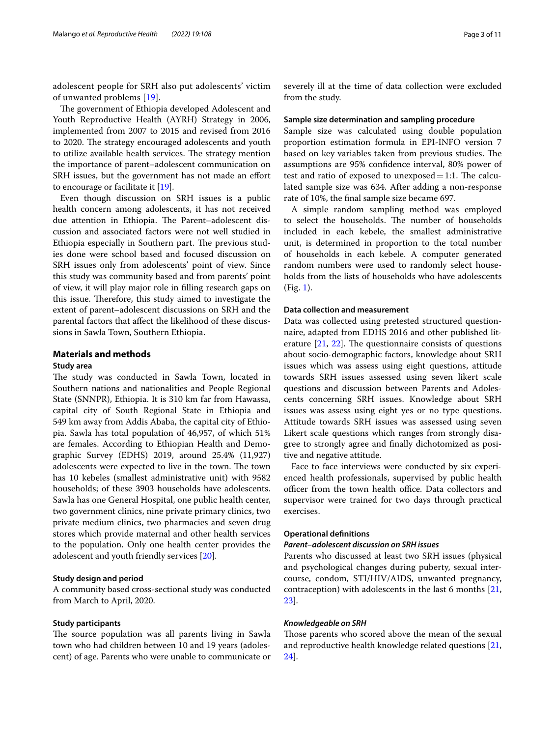adolescent people for SRH also put adolescents' victim of unwanted problems [19].

The government of Ethiopia developed Adolescent and Youth Reproductive Health (AYRH) Strategy in 2006, implemented from 2007 to 2015 and revised from 2016 to 2020. The strategy encouraged adolescents and youth to utilize available health services. The strategy mention the importance of parent–adolescent communication on SRH issues, but the government has not made an effort to encourage or facilitate it [19].

Even though discussion on SRH issues is a public health concern among adolescents, it has not received due attention in Ethiopia. The Parent–adolescent discussion and associated factors were not well studied in Ethiopia especially in Southern part. The previous studies done were school based and focused discussion on SRH issues only from adolescents' point of view. Since this study was community based and from parents' point of view, it will play major role in filling research gaps on this issue. Therefore, this study aimed to investigate the extent of parent–adolescent discussions on SRH and the parental factors that affect the likelihood of these discussions in Sawla Town, Southern Ethiopia.

## Materials and methods

### Study area

The study was conducted in Sawla Town, located in Southern nations and nationalities and People Regional State (SNNPR), Ethiopia. It is 310 km far from Hawassa, capital city of South Regional State in Ethiopia and 549 km away from Addis Ababa, the capital city of Ethiopia. Sawla has total population of 46,957, of which 51% are females. According to Ethiopian Health and Demographic Survey (EDHS) 2019, around 25.4% (11,927) adolescents were expected to live in the town. The town has 10 kebeles (smallest administrative unit) with 9582 households; of these 3903 households have adolescents. Sawla has one General Hospital, one public health center, two government clinics, nine private primary clinics, two private medium clinics, two pharmacies and seven drug stores which provide maternal and other health services to the population. Only one health center provides the adolescent and youth friendly services [20].

### Study design and period

A community based cross-sectional study was conducted from March to April, 2020.

### Study participants

The source population was all parents living in Sawla town who had children between 10 and 19 years (adolescent) of age. Parents who were unable to communicate or severely ill at the time of data collection were excluded from the study.

### Sample size determination and sampling procedure

Sample size was calculated using double population proportion estimation formula in EPI-INFO version 7 based on key variables taken from previous studies. The assumptions are 95% confidence interval, 80% power of test and ratio of exposed to unexposed = 1:1. The calculated sample size was 634. After adding a non-response rate of 10%, the final sample size became 697.

A simple random sampling method was employed to select the households. The number of households included in each kebele, the smallest administrative unit, is determined in proportion to the total number of households in each kebele. A computer generated random numbers were used to randomly select households from the lists of households who have adolescents (Fig. 1).

### Data collection and measurement

Data was collected using pretested structured questionnaire, adapted from EDHS 2016 and other published literature [21, 22]. The questionnaire consists of questions about socio-demographic factors, knowledge about SRH issues which was assess using eight questions, attitude towards SRH issues assessed using seven likert scale questions and discussion between Parents and Adolescents concerning SRH issues. Knowledge about SRH issues was assess using eight yes or no type questions. Attitude towards SRH issues was assessed using seven Likert scale questions which ranges from strongly disagree to strongly agree and finally dichotomized as positive and negative attitude.

Face to face interviews were conducted by six experienced health professionals, supervised by public health officer from the town health office. Data collectors and supervisor were trained for two days through practical exercises.

### Operational definitions

#### *Parent–adolescent discussion on SRH issues*

Parents who discussed at least two SRH issues (physical and psychological changes during puberty, sexual intercourse, condom, STI/HIV/AIDS, unwanted pregnancy, contraception) with adolescents in the last 6 months [21, 23].

#### *Knowledgeable on SRH*

Those parents who scored above the mean of the sexual and reproductive health knowledge related questions [21, 24].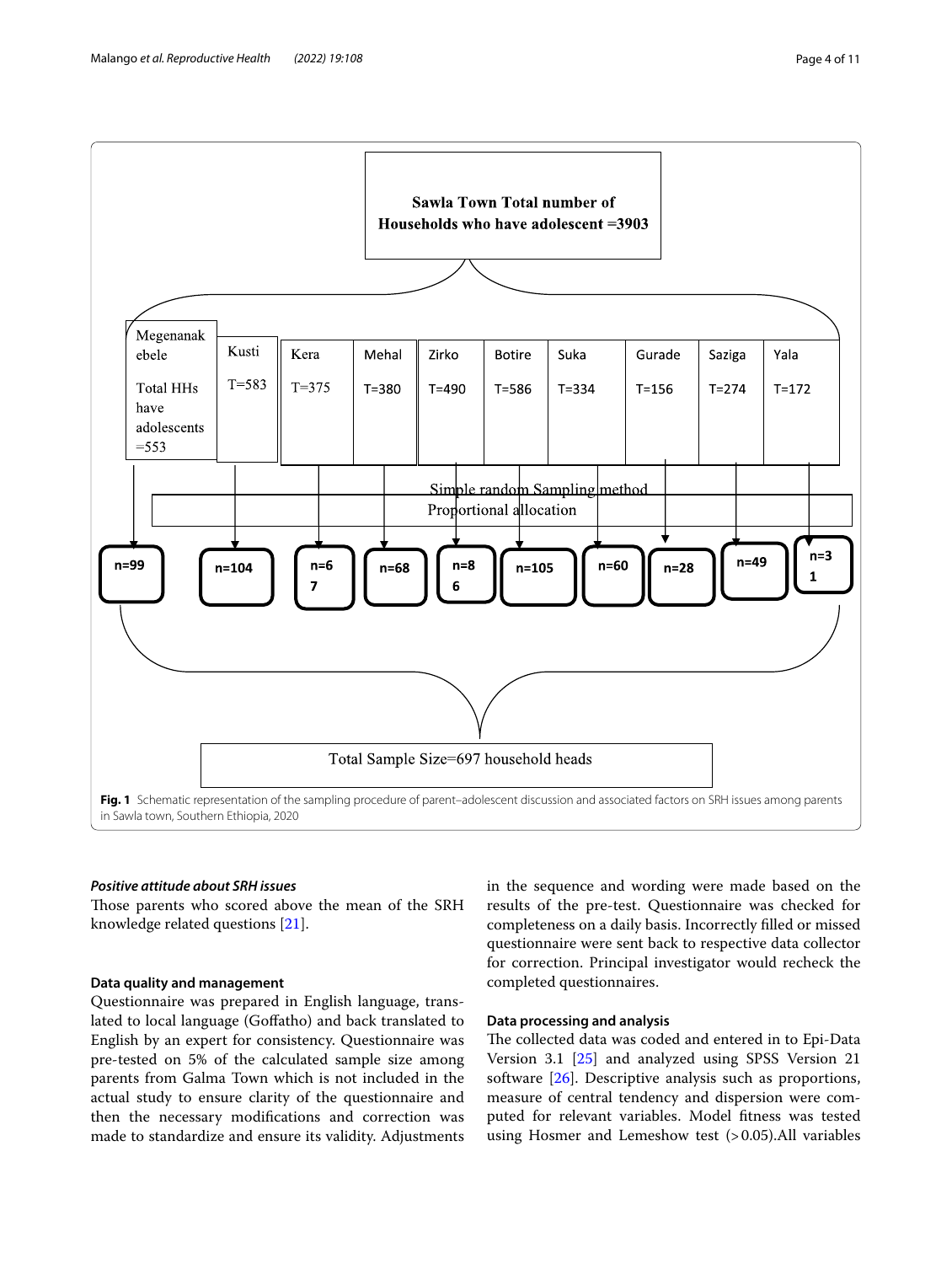Sawla Town Total number of Households who have adolescent =3903

Megenanak ebele Total HHs have adolescents =553

Kusti T=583

Kera T=375

Mehal T=380

Zirko T=490

Botire T=586

Suka T=334

Gurade T=156

Saziga T=274

Yala T=172

Simple random Sampling method

Proportional allocation

n=99

n=104

n=67

n=68

n=86

n=105

n=60

n=28

n=49

n=31

Total Sample Size=697 household heads

**Fig. 1** Schematic representation of the sampling procedure of parent–adolescent discussion and associated factors on SRH issues among parents in Sawla town, Southern Ethiopia, 2020

### *Positive attitude about SRH issues*

Those parents who scored above the mean of the SRH knowledge related questions [21].

### Data quality and management

Questionnaire was prepared in English language, translated to local language (Goffatho) and back translated to English by an expert for consistency. Questionnaire was pre-tested on 5% of the calculated sample size among parents from Galma Town which is not included in the actual study to ensure clarity of the questionnaire and then the necessary modifications and correction was made to standardize and ensure its validity. Adjustments in the sequence and wording were made based on the results of the pre-test. Questionnaire was checked for completeness on a daily basis. Incorrectly filled or missed questionnaire were sent back to respective data collector for correction. Principal investigator would recheck the completed questionnaires.

### Data processing and analysis

The collected data was coded and entered in to Epi-Data Version 3.1 [25] and analyzed using SPSS Version 21 software [26]. Descriptive analysis such as proportions, measure of central tendency and dispersion were computed for relevant variables. Model fitness was tested using Hosmer and Lemeshow test (>0.05).All variables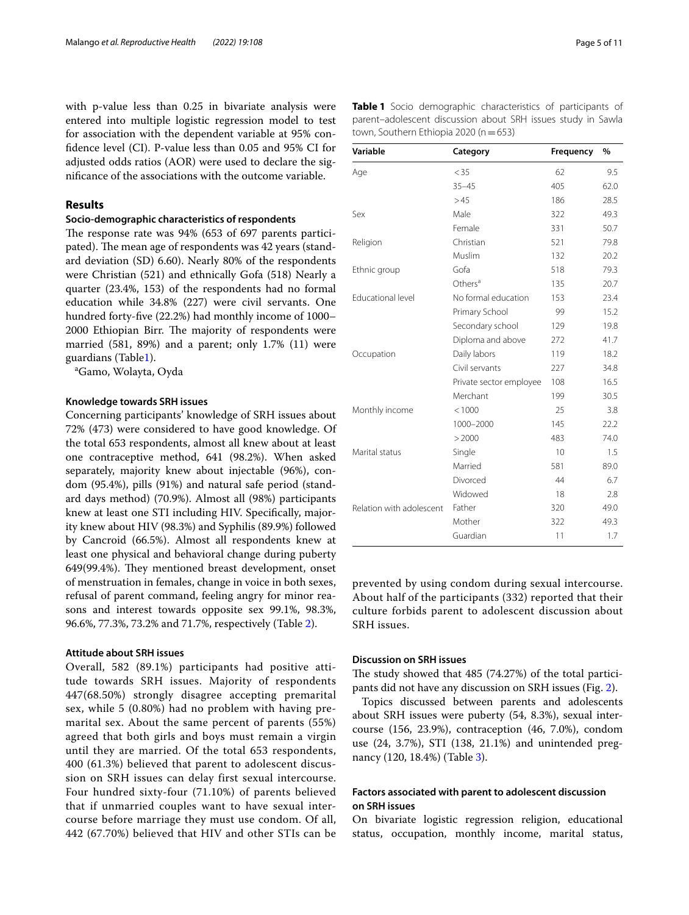with p-value less than 0.25 in bivariate analysis were entered into multiple logistic regression model to test for association with the dependent variable at 95% confidence level (CI). P-value less than 0.05 and 95% CI for adjusted odds ratios (AOR) were used to declare the significance of the associations with the outcome variable.

## Results

### Socio-demographic characteristics of respondents

The response rate was 94% (653 of 697 parents participated). The mean age of respondents was 42 years (standard deviation (SD) 6.60). Nearly 80% of the respondents were Christian (521) and ethnically Gofa (518) Nearly a quarter (23.4%, 153) of the respondents had no formal education while 34.8% (227) were civil servants. One hundred forty-five (22.2%) had monthly income of 1000–2000 Ethiopian Birr. The majority of respondents were married (581, 89%) and a parent; only 1.7% (11) were guardians (Table1).

[a]Gamo, Wolayta, Oyda

**Table 1** Socio demographic characteristics of participants of parent–adolescent discussion about SRH issues study in Sawla town, Southern Ethiopia 2020 (n = 653)

| Variable | Category | Frequency | % |
|---|---|---|---|
| Age | < 35 | 62 | 9.5 |
| | 35–45 | 405 | 62.0 |
| | > 45 | 186 | 28.5 |
| Sex | Male | 322 | 49.3 |
| | Female | 331 | 50.7 |
| Religion | Christian | 521 | 79.8 |
| | Muslim | 132 | 20.2 |
| Ethnic group | Gofa | 518 | 79.3 |
| | Others[a] | 135 | 20.7 |
| Educational level | No formal education | 153 | 23.4 |
| | Primary School | 99 | 15.2 |
| | Secondary school | 129 | 19.8 |
| | Diploma and above | 272 | 41.7 |
| Occupation | Daily labors | 119 | 18.2 |
| | Civil servants | 227 | 34.8 |
| | Private sector employee | 108 | 16.5 |
| | Merchant | 199 | 30.5 |
| Monthly income | < 1000 | 25 | 3.8 |
| | 1000–2000 | 145 | 22.2 |
| | > 2000 | 483 | 74.0 |
| Marital status | Single | 10 | 1.5 |
| | Married | 581 | 89.0 |
| | Divorced | 44 | 6.7 |
| | Widowed | 18 | 2.8 |
| Relation with adolescent | Father | 320 | 49.0 |
| | Mother | 322 | 49.3 |
| | Guardian | 11 | 1.7 |

### Knowledge towards SRH issues

Concerning participants' knowledge of SRH issues about 72% (473) were considered to have good knowledge. Of the total 653 respondents, almost all knew about at least one contraceptive method, 641 (98.2%). When asked separately, majority knew about injectable (96%), condom (95.4%), pills (91%) and natural safe period (standard days method) (70.9%). Almost all (98%) participants knew at least one STI including HIV. Specifically, majority knew about HIV (98.3%) and Syphilis (89.9%) followed by Cancroid (66.5%). Almost all respondents knew at least one physical and behavioral change during puberty 649(99.4%). They mentioned breast development, onset of menstruation in females, change in voice in both sexes, refusal of parent command, feeling angry for minor reasons and interest towards opposite sex 99.1%, 98.3%, 96.6%, 77.3%, 73.2% and 71.7%, respectively (Table 2).

### Attitude about SRH issues

Overall, 582 (89.1%) participants had positive attitude towards SRH issues. Majority of respondents 447(68.50%) strongly disagree accepting premarital sex, while 5 (0.80%) had no problem with having premarital sex. About the same percent of parents (55%) agreed that both girls and boys must remain a virgin until they are married. Of the total 653 respondents, 400 (61.3%) believed that parent to adolescent discussion on SRH issues can delay first sexual intercourse. Four hundred sixty-four (71.10%) of parents believed that if unmarried couples want to have sexual intercourse before marriage they must use condom. Of all, 442 (67.70%) believed that HIV and other STIs can be prevented by using condom during sexual intercourse. About half of the participants (332) reported that their culture forbids parent to adolescent discussion about SRH issues.

### Discussion on SRH issues

The study showed that 485 (74.27%) of the total participants did not have any discussion on SRH issues (Fig. 2).

Topics discussed between parents and adolescents about SRH issues were puberty (54, 8.3%), sexual intercourse (156, 23.9%), contraception (46, 7.0%), condom use (24, 3.7%), STI (138, 21.1%) and unintended pregnancy (120, 18.4%) (Table 3).

### Factors associated with parent to adolescent discussion on SRH issues

On bivariate logistic regression religion, educational status, occupation, monthly income, marital status,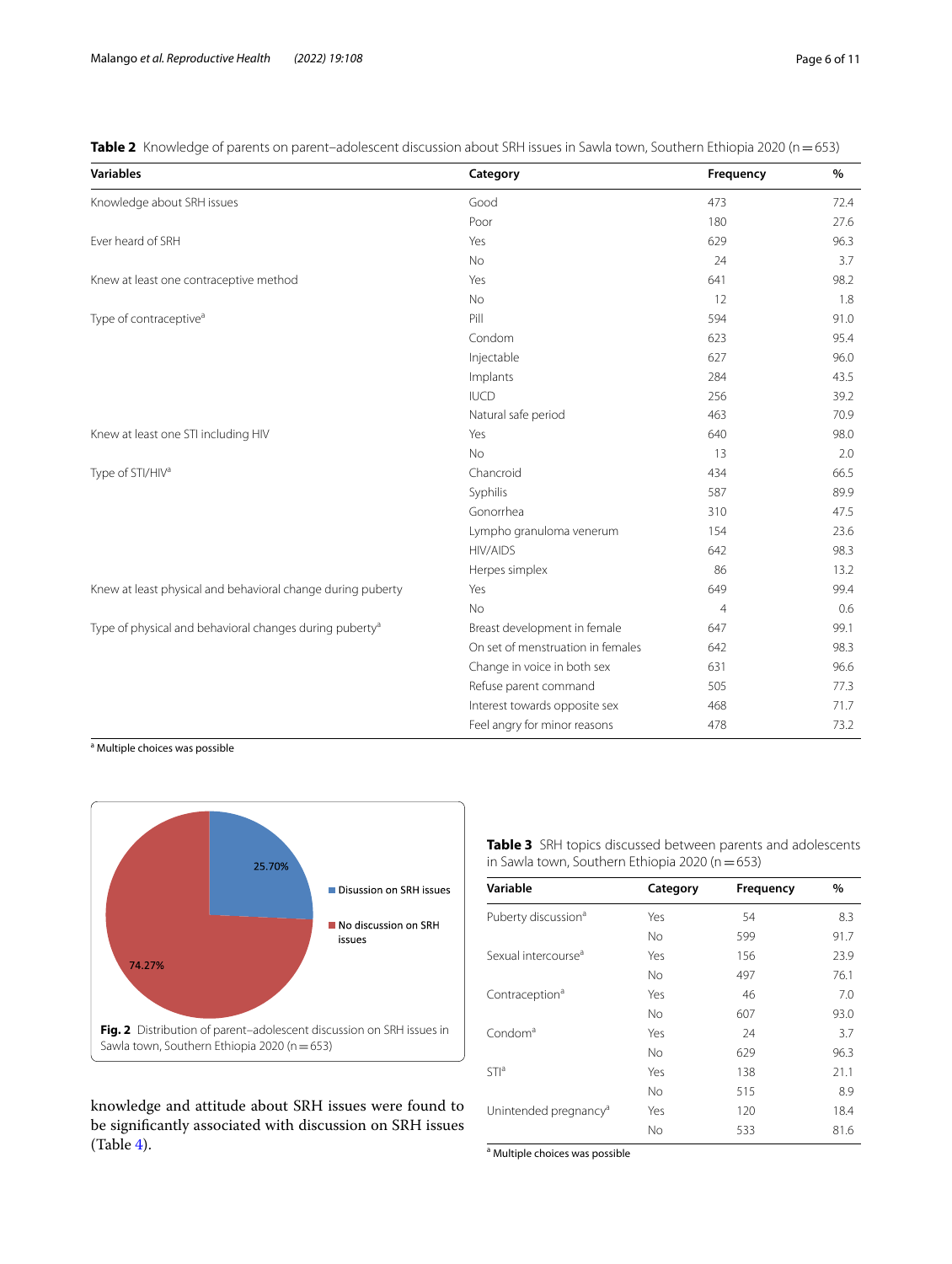**Table 2** Knowledge of parents on parent–adolescent discussion about SRH issues in Sawla town, Southern Ethiopia 2020 (n = 653)

| Variables | Category | Frequency | % |
|---|---|---|---|
| Knowledge about SRH issues | Good | 473 | 72.4 |
| | Poor | 180 | 27.6 |
| Ever heard of SRH | Yes | 629 | 96.3 |
| | No | 24 | 3.7 |
| Knew at least one contraceptive method | Yes | 641 | 98.2 |
| | No | 12 | 1.8 |
| Type of contraceptive[a] | Pill | 594 | 91.0 |
| | Condom | 623 | 95.4 |
| | Injectable | 627 | 96.0 |
| | Implants | 284 | 43.5 |
| | IUCD | 256 | 39.2 |
| | Natural safe period | 463 | 70.9 |
| Knew at least one STI including HIV | Yes | 640 | 98.0 |
| | No | 13 | 2.0 |
| Type of STI/HIV[a] | Chancroid | 434 | 66.5 |
| | Syphilis | 587 | 89.9 |
| | Gonorrhea | 310 | 47.5 |
| | Lympho granuloma venerum | 154 | 23.6 |
| | HIV/AIDS | 642 | 98.3 |
| | Herpes simplex | 86 | 13.2 |
| Knew at least physical and behavioral change during puberty | Yes | 649 | 99.4 |
| | No | 4 | 0.6 |
| Type of physical and behavioral changes during puberty[a] | Breast development in female | 647 | 99.1 |
| | On set of menstruation in females | 642 | 98.3 |
| | Change in voice in both sex | 631 | 96.6 |
| | Refuse parent command | 505 | 77.3 |
| | Interest towards opposite sex | 468 | 71.7 |
| | Feel angry for minor reasons | 478 | 73.2 |

[a] Multiple choices was possible

25.70%
74.27%
Disussion on SRH issues
No discussion on SRH issues

**Fig. 2** Distribution of parent–adolescent discussion on SRH issues in Sawla town, Southern Ethiopia 2020 (n = 653)

knowledge and attitude about SRH issues were found to be significantly associated with discussion on SRH issues (Table 4).

**Table 3** SRH topics discussed between parents and adolescents in Sawla town, Southern Ethiopia 2020 (n = 653)

| Variable | Category | Frequency | % |
|---|---|---|---|
| Puberty discussion[a] | Yes | 54 | 8.3 |
| | No | 599 | 91.7 |
| Sexual intercourse[a] | Yes | 156 | 23.9 |
| | No | 497 | 76.1 |
| Contraception[a] | Yes | 46 | 7.0 |
| | No | 607 | 93.0 |
| Condom[a] | Yes | 24 | 3.7 |
| | No | 629 | 96.3 |
| STI[a] | Yes | 138 | 21.1 |
| | No | 515 | 8.9 |
| Unintended pregnancy[a] | Yes | 120 | 18.4 |
| | No | 533 | 81.6 |

[a] Multiple choices was possible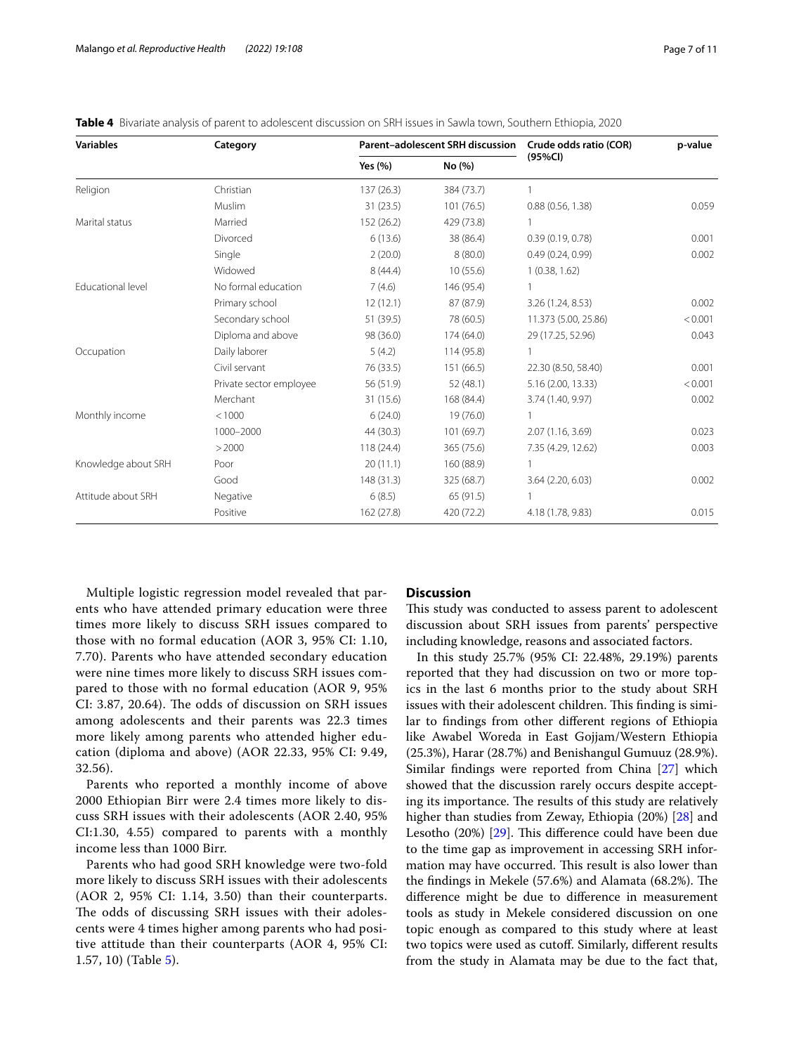**Table 4** Bivariate analysis of parent to adolescent discussion on SRH issues in Sawla town, Southern Ethiopia, 2020

| Variables | Category | Parent–adolescent SRH discussion | | Crude odds ratio (COR) (95%CI) | p-value |
|---|---|---|---|---|---|
| | | Yes (%) | No (%) | | |
| Religion | Christian | 137 (26.3) | 384 (73.7) | 1 | |
| | Muslim | 31 (23.5) | 101 (76.5) | 0.88 (0.56, 1.38) | 0.059 |
| Marital status | Married | 152 (26.2) | 429 (73.8) | 1 | |
| | Divorced | 6 (13.6) | 38 (86.4) | 0.39 (0.19, 0.78) | 0.001 |
| | Single | 2 (20.0) | 8 (80.0) | 0.49 (0.24, 0.99) | 0.002 |
| | Widowed | 8 (44.4) | 10 (55.6) | 1 (0.38, 1.62) | |
| Educational level | No formal education | 7 (4.6) | 146 (95.4) | 1 | |
| | Primary school | 12 (12.1) | 87 (87.9) | 3.26 (1.24, 8.53) | 0.002 |
| | Secondary school | 51 (39.5) | 78 (60.5) | 11.373 (5.00, 25.86) | < 0.001 |
| | Diploma and above | 98 (36.0) | 174 (64.0) | 29 (17.25, 52.96) | 0.043 |
| Occupation | Daily laborer | 5 (4.2) | 114 (95.8) | 1 | |
| | Civil servant | 76 (33.5) | 151 (66.5) | 22.30 (8.50, 58.40) | 0.001 |
| | Private sector employee | 56 (51.9) | 52 (48.1) | 5.16 (2.00, 13.33) | < 0.001 |
| | Merchant | 31 (15.6) | 168 (84.4) | 3.74 (1.40, 9.97) | 0.002 |
| Monthly income | < 1000 | 6 (24.0) | 19 (76.0) | 1 | |
| | 1000–2000 | 44 (30.3) | 101 (69.7) | 2.07 (1.16, 3.69) | 0.023 |
| | > 2000 | 118 (24.4) | 365 (75.6) | 7.35 (4.29, 12.62) | 0.003 |
| Knowledge about SRH | Poor | 20 (11.1) | 160 (88.9) | 1 | |
| | Good | 148 (31.3) | 325 (68.7) | 3.64 (2.20, 6.03) | 0.002 |
| Attitude about SRH | Negative | 6 (8.5) | 65 (91.5) | 1 | |
| | Positive | 162 (27.8) | 420 (72.2) | 4.18 (1.78, 9.83) | 0.015 |

Multiple logistic regression model revealed that parents who have attended primary education were three times more likely to discuss SRH issues compared to those with no formal education (AOR 3, 95% CI: 1.10, 7.70). Parents who have attended secondary education were nine times more likely to discuss SRH issues compared to those with no formal education (AOR 9, 95% CI: 3.87, 20.64). The odds of discussion on SRH issues among adolescents and their parents was 22.3 times more likely among parents who attended higher education (diploma and above) (AOR 22.33, 95% CI: 9.49, 32.56).

Parents who reported a monthly income of above 2000 Ethiopian Birr were 2.4 times more likely to discuss SRH issues with their adolescents (AOR 2.40, 95% CI:1.30, 4.55) compared to parents with a monthly income less than 1000 Birr.

Parents who had good SRH knowledge were two-fold more likely to discuss SRH issues with their adolescents (AOR 2, 95% CI: 1.14, 3.50) than their counterparts. The odds of discussing SRH issues with their adolescents were 4 times higher among parents who had positive attitude than their counterparts (AOR 4, 95% CI: 1.57, 10) (Table 5).

## Discussion

This study was conducted to assess parent to adolescent discussion about SRH issues from parents' perspective including knowledge, reasons and associated factors.

In this study 25.7% (95% CI: 22.48%, 29.19%) parents reported that they had discussion on two or more topics in the last 6 months prior to the study about SRH issues with their adolescent children. This finding is similar to findings from other different regions of Ethiopia like Awabel Woreda in East Gojjam/Western Ethiopia (25.3%), Harar (28.7%) and Benishangul Gumuuz (28.9%). Similar findings were reported from China [27] which showed that the discussion rarely occurs despite accepting its importance. The results of this study are relatively higher than studies from Zeway, Ethiopia (20%) [28] and Lesotho (20%) [29]. This difference could have been due to the time gap as improvement in accessing SRH information may have occurred. This result is also lower than the findings in Mekele (57.6%) and Alamata (68.2%). The difference might be due to difference in measurement tools as study in Mekele considered discussion on one topic enough as compared to this study where at least two topics were used as cutoff. Similarly, different results from the study in Alamata may be due to the fact that,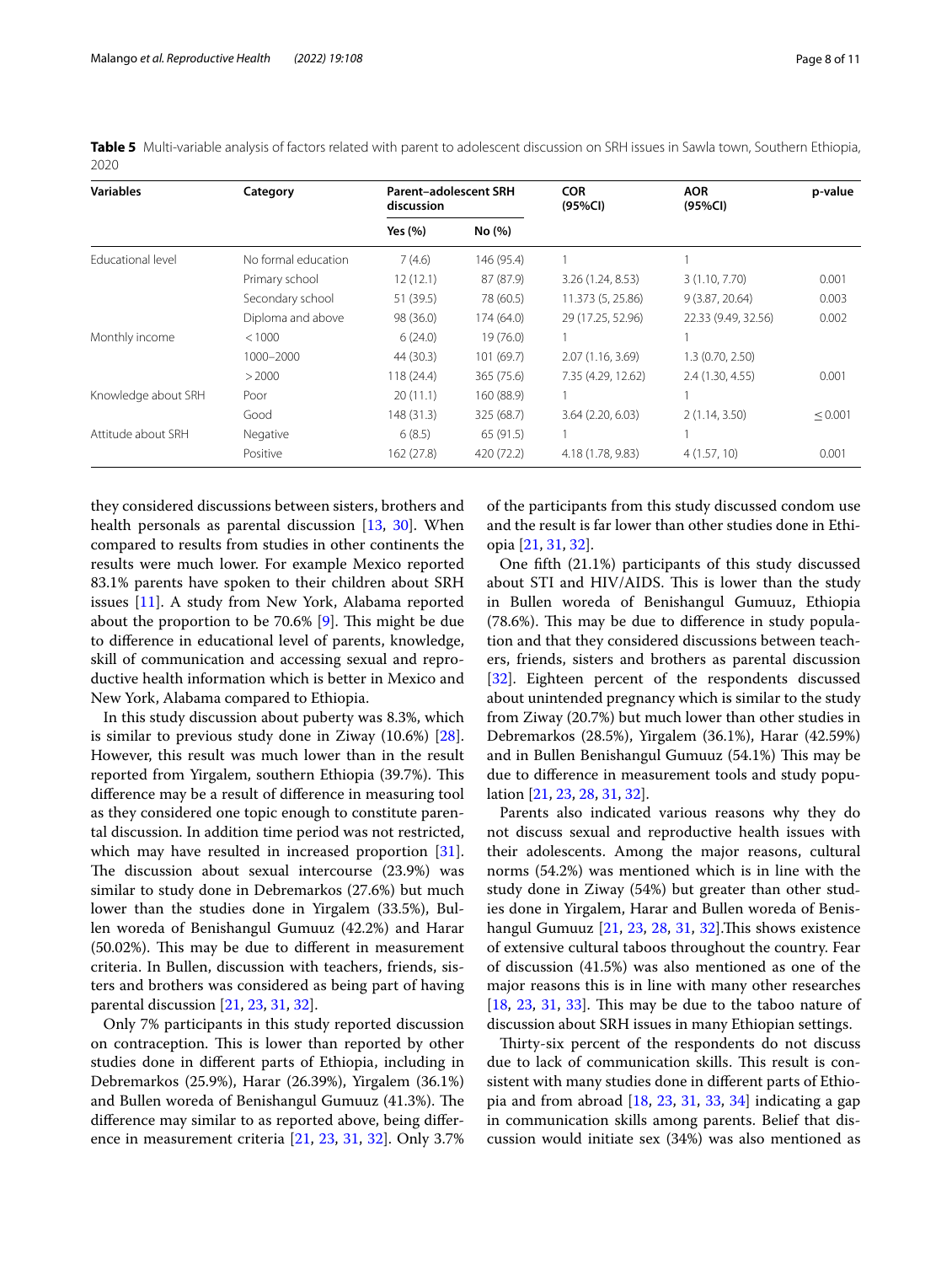**Table 5** Multi-variable analysis of factors related with parent to adolescent discussion on SRH issues in Sawla town, Southern Ethiopia, 2020

| Variables | Category | Parent–adolescent SRH discussion | | COR (95%CI) | AOR (95%CI) | p-value |
|---|---|---|---|---|---|---|
| | | Yes (%) | No (%) | | | |
| Educational level | No formal education | 7 (4.6) | 146 (95.4) | 1 | 1 | |
| | Primary school | 12 (12.1) | 87 (87.9) | 3.26 (1.24, 8.53) | 3 (1.10, 7.70) | 0.001 |
| | Secondary school | 51 (39.5) | 78 (60.5) | 11.373 (5, 25.86) | 9 (3.87, 20.64) | 0.003 |
| | Diploma and above | 98 (36.0) | 174 (64.0) | 29 (17.25, 52.96) | 22.33 (9.49, 32.56) | 0.002 |
| Monthly income | < 1000 | 6 (24.0) | 19 (76.0) | 1 | 1 | |
| | 1000–2000 | 44 (30.3) | 101 (69.7) | 2.07 (1.16, 3.69) | 1.3 (0.70, 2.50) | |
| | > 2000 | 118 (24.4) | 365 (75.6) | 7.35 (4.29, 12.62) | 2.4 (1.30, 4.55) | 0.001 |
| Knowledge about SRH | Poor | 20 (11.1) | 160 (88.9) | 1 | 1 | |
| | Good | 148 (31.3) | 325 (68.7) | 3.64 (2.20, 6.03) | 2 (1.14, 3.50) | ≤ 0.001 |
| Attitude about SRH | Negative | 6 (8.5) | 65 (91.5) | 1 | 1 | |
| | Positive | 162 (27.8) | 420 (72.2) | 4.18 (1.78, 9.83) | 4 (1.57, 10) | 0.001 |

they considered discussions between sisters, brothers and health personals as parental discussion [13, 30]. When compared to results from studies in other continents the results were much lower. For example Mexico reported 83.1% parents have spoken to their children about SRH issues [11]. A study from New York, Alabama reported about the proportion to be 70.6% [9]. This might be due to difference in educational level of parents, knowledge, skill of communication and accessing sexual and reproductive health information which is better in Mexico and New York, Alabama compared to Ethiopia.

In this study discussion about puberty was 8.3%, which is similar to previous study done in Ziway (10.6%) [28]. However, this result was much lower than in the result reported from Yirgalem, southern Ethiopia (39.7%). This difference may be a result of difference in measuring tool as they considered one topic enough to constitute parental discussion. In addition time period was not restricted, which may have resulted in increased proportion [31]. The discussion about sexual intercourse (23.9%) was similar to study done in Debremarkos (27.6%) but much lower than the studies done in Yirgalem (33.5%), Bullen woreda of Benishangul Gumuuz (42.2%) and Harar (50.02%). This may be due to different in measurement criteria. In Bullen, discussion with teachers, friends, sisters and brothers was considered as being part of having parental discussion [21, 23, 31, 32].

Only 7% participants in this study reported discussion on contraception. This is lower than reported by other studies done in different parts of Ethiopia, including in Debremarkos (25.9%), Harar (26.39%), Yirgalem (36.1%) and Bullen woreda of Benishangul Gumuuz (41.3%). The difference may similar to as reported above, being difference in measurement criteria [21, 23, 31, 32]. Only 3.7% of the participants from this study discussed condom use and the result is far lower than other studies done in Ethiopia [21, 31, 32].

One fifth (21.1%) participants of this study discussed about STI and HIV/AIDS. This is lower than the study in Bullen woreda of Benishangul Gumuuz, Ethiopia (78.6%). This may be due to difference in study population and that they considered discussions between teachers, friends, sisters and brothers as parental discussion [32]. Eighteen percent of the respondents discussed about unintended pregnancy which is similar to the study from Ziway (20.7%) but much lower than other studies in Debremarkos (28.5%), Yirgalem (36.1%), Harar (42.59%) and in Bullen Benishangul Gumuuz (54.1%) This may be due to difference in measurement tools and study population [21, 23, 28, 31, 32].

Parents also indicated various reasons why they do not discuss sexual and reproductive health issues with their adolescents. Among the major reasons, cultural norms (54.2%) was mentioned which is in line with the study done in Ziway (54%) but greater than other studies done in Yirgalem, Harar and Bullen woreda of Benishangul Gumuuz [21, 23, 28, 31, 32].This shows existence of extensive cultural taboos throughout the country. Fear of discussion (41.5%) was also mentioned as one of the major reasons this is in line with many other researches [18, 23, 31, 33]. This may be due to the taboo nature of discussion about SRH issues in many Ethiopian settings.

Thirty-six percent of the respondents do not discuss due to lack of communication skills. This result is consistent with many studies done in different parts of Ethiopia and from abroad [18, 23, 31, 33, 34] indicating a gap in communication skills among parents. Belief that discussion would initiate sex (34%) was also mentioned as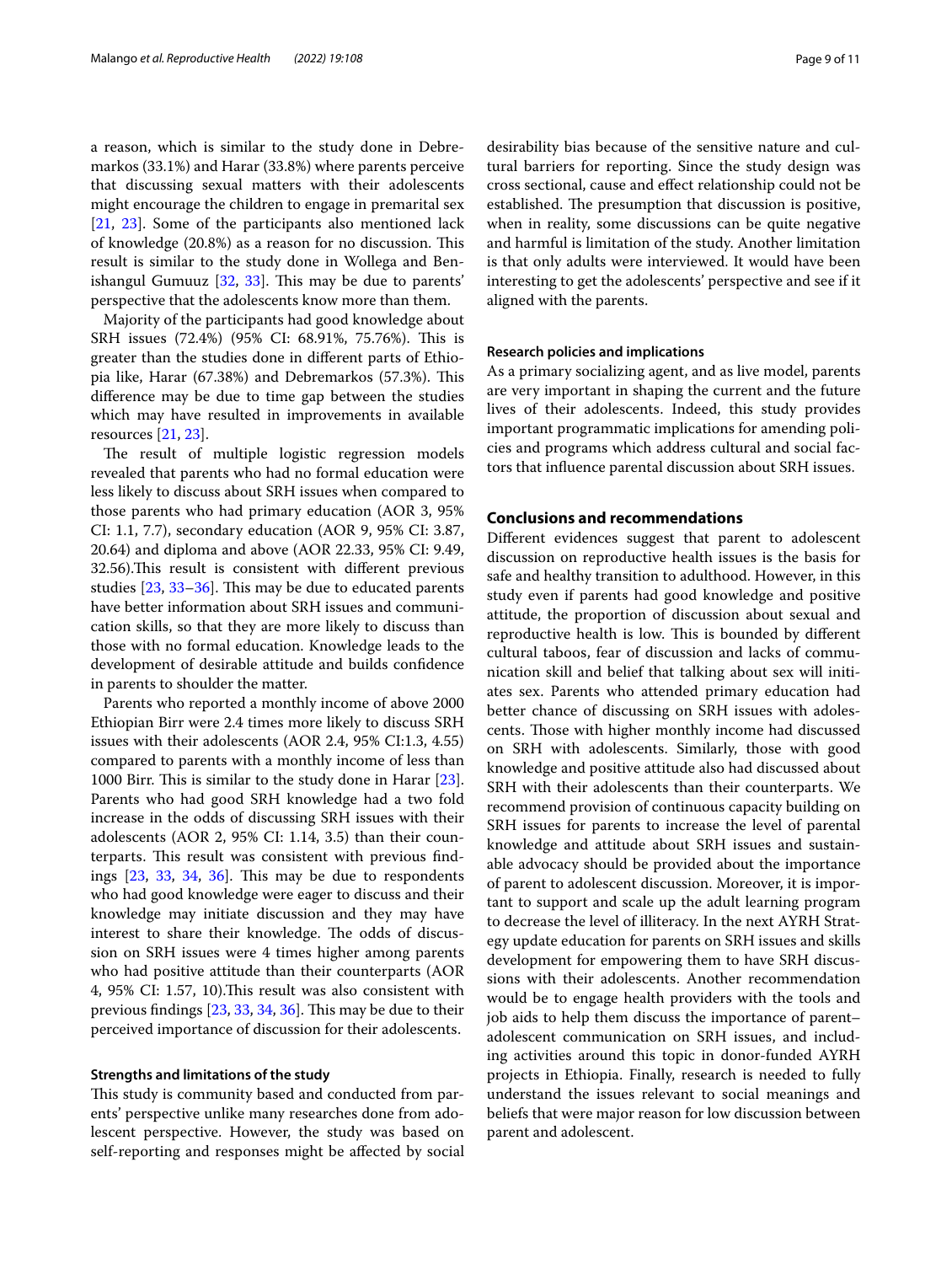a reason, which is similar to the study done in Debremarkos (33.1%) and Harar (33.8%) where parents perceive that discussing sexual matters with their adolescents might encourage the children to engage in premarital sex [21, 23]. Some of the participants also mentioned lack of knowledge (20.8%) as a reason for no discussion. This result is similar to the study done in Wollega and Benishangul Gumuuz [32, 33]. This may be due to parents' perspective that the adolescents know more than them.

Majority of the participants had good knowledge about SRH issues (72.4%) (95% CI: 68.91%, 75.76%). This is greater than the studies done in different parts of Ethiopia like, Harar (67.38%) and Debremarkos (57.3%). This difference may be due to time gap between the studies which may have resulted in improvements in available resources [21, 23].

The result of multiple logistic regression models revealed that parents who had no formal education were less likely to discuss about SRH issues when compared to those parents who had primary education (AOR 3, 95% CI: 1.1, 7.7), secondary education (AOR 9, 95% CI: 3.87, 20.64) and diploma and above (AOR 22.33, 95% CI: 9.49, 32.56).This result is consistent with different previous studies [23, 33–36]. This may be due to educated parents have better information about SRH issues and communication skills, so that they are more likely to discuss than those with no formal education. Knowledge leads to the development of desirable attitude and builds confidence in parents to shoulder the matter.

Parents who reported a monthly income of above 2000 Ethiopian Birr were 2.4 times more likely to discuss SRH issues with their adolescents (AOR 2.4, 95% CI:1.3, 4.55) compared to parents with a monthly income of less than 1000 Birr. This is similar to the study done in Harar [23]. Parents who had good SRH knowledge had a two fold increase in the odds of discussing SRH issues with their adolescents (AOR 2, 95% CI: 1.14, 3.5) than their counterparts. This result was consistent with previous findings [23, 33, 34, 36]. This may be due to respondents who had good knowledge were eager to discuss and their knowledge may initiate discussion and they may have interest to share their knowledge. The odds of discussion on SRH issues were 4 times higher among parents who had positive attitude than their counterparts (AOR 4, 95% CI: 1.57, 10).This result was also consistent with previous findings [23, 33, 34, 36]. This may be due to their perceived importance of discussion for their adolescents.

#### Strengths and limitations of the study

This study is community based and conducted from parents' perspective unlike many researches done from adolescent perspective. However, the study was based on self-reporting and responses might be affected by social desirability bias because of the sensitive nature and cultural barriers for reporting. Since the study design was cross sectional, cause and effect relationship could not be established. The presumption that discussion is positive, when in reality, some discussions can be quite negative and harmful is limitation of the study. Another limitation is that only adults were interviewed. It would have been interesting to get the adolescents' perspective and see if it aligned with the parents.

#### Research policies and implications

As a primary socializing agent, and as live model, parents are very important in shaping the current and the future lives of their adolescents. Indeed, this study provides important programmatic implications for amending policies and programs which address cultural and social factors that influence parental discussion about SRH issues.

## Conclusions and recommendations

Different evidences suggest that parent to adolescent discussion on reproductive health issues is the basis for safe and healthy transition to adulthood. However, in this study even if parents had good knowledge and positive attitude, the proportion of discussion about sexual and reproductive health is low. This is bounded by different cultural taboos, fear of discussion and lacks of communication skill and belief that talking about sex will initiates sex. Parents who attended primary education had better chance of discussing on SRH issues with adolescents. Those with higher monthly income had discussed on SRH with adolescents. Similarly, those with good knowledge and positive attitude also had discussed about SRH with their adolescents than their counterparts. We recommend provision of continuous capacity building on SRH issues for parents to increase the level of parental knowledge and attitude about SRH issues and sustainable advocacy should be provided about the importance of parent to adolescent discussion. Moreover, it is important to support and scale up the adult learning program to decrease the level of illiteracy. In the next AYRH Strategy update education for parents on SRH issues and skills development for empowering them to have SRH discussions with their adolescents. Another recommendation would be to engage health providers with the tools and job aids to help them discuss the importance of parent–adolescent communication on SRH issues, and including activities around this topic in donor-funded AYRH projects in Ethiopia. Finally, research is needed to fully understand the issues relevant to social meanings and beliefs that were major reason for low discussion between parent and adolescent.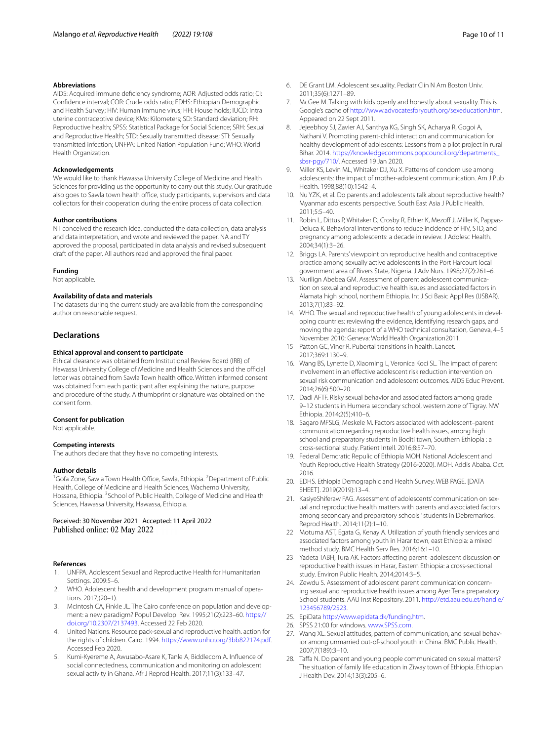### Abbreviations

AIDS: Acquired immune deficiency syndrome; AOR: Adjusted odds ratio; CI: Confidence interval; COR: Crude odds ratio; EDHS: Ethiopian Demographic and Health Survey; HIV: Human immune virus; HH: House holds; IUCD: Intra uterine contraceptive device; KMs: Kilometers; SD: Standard deviation; RH: Reproductive health; SPSS: Statistical Package for Social Science; SRH: Sexual and Reproductive Health; STD: Sexually transmitted disease; STI: Sexually transmitted infection; UNFPA: United Nation Population Fund; WHO: World Health Organization.

### Acknowledgements

We would like to thank Hawassa University College of Medicine and Health Sciences for providing us the opportunity to carry out this study. Our gratitude also goes to Sawla town health office, study participants, supervisors and data collectors for their cooperation during the entire process of data collection.

### Author contributions

NT conceived the research idea, conducted the data collection, data analysis and data interpretation, and wrote and reviewed the paper. NA and TY approved the proposal, participated in data analysis and revised subsequent draft of the paper. All authors read and approved the final paper.

### Funding

Not applicable.

### Availability of data and materials

The datasets during the current study are available from the corresponding author on reasonable request.

## Declarations

### Ethical approval and consent to participate

Ethical clearance was obtained from Institutional Review Board (IRB) of Hawassa University College of Medicine and Health Sciences and the official letter was obtained from Sawla Town health office. Written informed consent was obtained from each participant after explaining the nature, purpose and procedure of the study. A thumbprint or signature was obtained on the consent form.

### Consent for publication

Not applicable.

### Competing interests

The authors declare that they have no competing interests.

### Author details

[1]Gofa Zone, Sawla Town Health Office, Sawla, Ethiopia. [2]Department of Public Health, College of Medicine and Health Sciences, Wachemo University, Hossana, Ethiopia. [3]School of Public Health, College of Medicine and Health Sciences, Hawassa University, Hawassa, Ethiopia.

Received: 30 November 2021 Accepted: 11 April 2022
Published online: 02 May 2022

### References

1. UNFPA. Adolescent Sexual and Reproductive Health for Humanitarian Settings. 2009:5–6.
2. WHO. Adolescent health and development program manual of operations. 2017;(20–1).
3. McIntosh CA, Finkle JL. The Cairo conference on population and development: a new paradigm? Popul Develop Rev. 1995;21(2):223–60. https://doi.org/10.2307/2137493. Accessed 22 Feb 2020.
4. United Nations. Resource pack-sexual and reproductive health. action for the rights of children. Cairo. 1994. https://www.unhcr.org/3bb822174.pdf. Accessed Feb 2020.
5. Kumi-Kyereme A, Awusabo-Asare K, Tanle A, Biddlecom A. Influence of social connectedness, communication and monitoring on adolescent sexual activity in Ghana. Afr J Reprod Health. 2017;11(3):133–47.
6. DE Grant LM. Adolescent sexuality. Pediatr Clin N Am Boston Univ. 2011;35(6):1271–89.
7. McGee M. Talking with kids openly and honestly about sexuality. This is Google's cache of http://www.advocatesforyouth.org/sexeducation.htm. Appeared on 22 Sept 2011.
8. Jejeebhoy SJ, Zavier AJ, Santhya KG, Singh SK, Acharya R, Gogoi A, Nathani V. Promoting parent-child interaction and communication for healthy development of adolescents: Lessons from a pilot project in rural Bihar. 2014. https://knowledgecommons.popcouncil.org/departments_sbsr-pgy/710/. Accessed 19 Jan 2020.
9. Miller KS, Levin ML, Whitaker DJ, Xu X. Patterns of condom use among adolescents: the impact of mother-adolescent communication. Am J Pub Health. 1998;88(10):1542–4.
10. Nu YZK, et al. Do parents and adolescents talk about reproductive health? Myanmar adolescents perspective. South East Asia J Public Health. 2011;5:5–40.
11. Robin L, Dittus P, Whitaker D, Crosby R, Ethier K, Mezoff J, Miller K, Pappas-Deluca K. Behavioral interventions to reduce incidence of HIV, STD, and pregnancy among adolescents: a decade in review. J Adolesc Health. 2004;34(1):3–26.
12. Briggs LA. Parents' viewpoint on reproductive health and contraceptive practice among sexually active adolescents in the Port Harcourt local government area of Rivers State, Nigeria. J Adv Nurs. 1998;27(2):261–6.
13. Nurilign Abebea GM. Assessment of parent adolescent communication on sexual and reproductive health issues and associated factors in Alamata high school, northern Ethiopia. Int J Sci Basic Appl Res (IJSBAR). 2013;7(1):83–92.
14. WHO. The sexual and reproductive health of young adolescents in developing countries: reviewing the evidence, identifying research gaps, and moving the agenda: report of a WHO technical consultation, Geneva, 4–5 November 2010: Geneva: World Health Organization2011.
15. Patton GC, Viner R. Pubertal transitions in health. Lancet. 2017;369:1130–9.
16. Wang BS, Lynette D, Xiaoming L, Veronica Koci SL. The impact of parent involvement in an effective adolescent risk reduction intervention on sexual risk communication and adolescent outcomes. AIDS Educ Prevent. 2014;26(6):500–20.
17. Dadi AFTF. Risky sexual behavior and associated factors among grade 9–12 students in Humera secondary school, western zone of Tigray. NW Ethiopia. 2014;2(5):410–6.
18. Sagaro MFSLG, Meskele M. Factors associated with adolescent–parent communication regarding reproductive health issues, among high school and preparatory students in Boditi town, Southern Ethiopia : a cross-sectional study. Patient Intell. 2016;8:57–70.
19. Federal Demcratic Repulic of Ethiopia MOH. National Adolescent and Youth Reproductive Health Strategy (2016-2020). MOH. Addis Ababa. Oct. 2016.
20. EDHS. Ethiopia Demographic and Health Survey. WEB PAGE. [DATA SHEET]. 2019(2019):13–4.
21. KasiyeShiferaw FAG. Assessment of adolescents' communication on sexual and reproductive health matters with parents and associated factors among secondary and preparatory schools ' students in Debremarkos. Reprod Health. 2014;11(2):1–10.
22. Motuma AST, Egata G, Kenay A. Utilization of youth friendly services and associated factors among youth in Harar town, east Ethiopia: a mixed method study. BMC Health Serv Res. 2016;16:1–10.
23. Yadeta TABH, Tura AK. Factors affecting parent–adolescent discussion on reproductive health issues in Harar, Eastern Ethiopia: a cross-sectional study. Environ Public Health. 2014;2014:3–5.
24. Zewdu S. Assessment of adolescent parent communication concerning sexual and reproductive health issues among Ayer Tena preparatory School students. AAU Inst Repository. 2011. http://etd.aau.edu.et/handle/123456789/2523.
25. EpiData http://www.epidata.dk/funding.htm.
26. SPSS 21:00 for windows. www.SPSS.com.
27. Wang XL. Sexual attitudes, pattern of communication, and sexual behavior among unmarried out-of-school youth in China. BMC Public Health. 2007;7(189):3–10.
28. Taffa N. Do parent and young people communicated on sexual matters? The situation of family life education in Ziway town of Ethiopia. Ethiopian J Health Dev. 2014;13(3):205–6.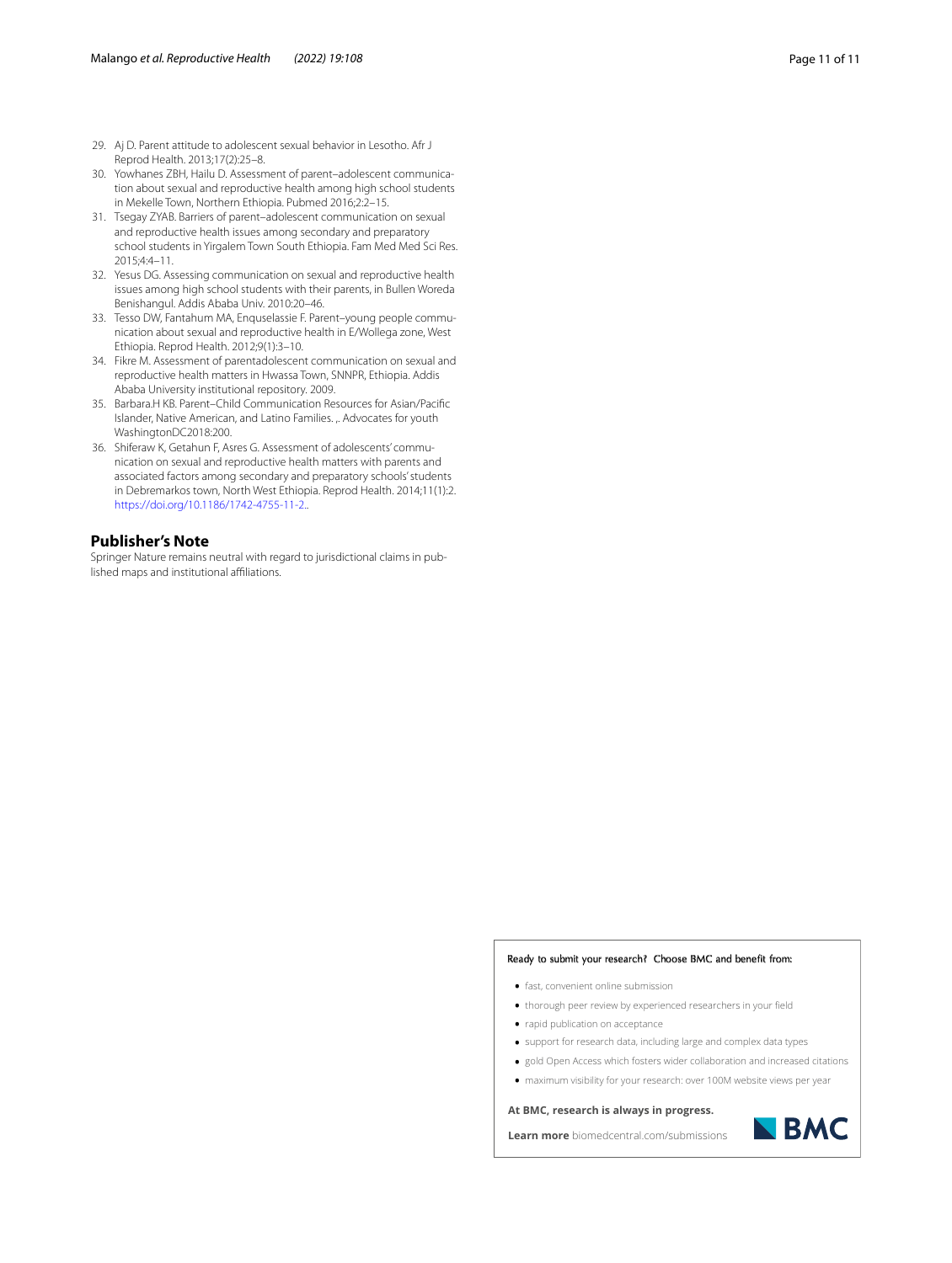29. Aj D. Parent attitude to adolescent sexual behavior in Lesotho. Afr J Reprod Health. 2013;17(2):25–8.
30. Yowhanes ZBH, Hailu D. Assessment of parent–adolescent communication about sexual and reproductive health among high school students in Mekelle Town, Northern Ethiopia. Pubmed 2016;2:2–15.
31. Tsegay ZYAB. Barriers of parent–adolescent communication on sexual and reproductive health issues among secondary and preparatory school students in Yirgalem Town South Ethiopia. Fam Med Med Sci Res. 2015;4:4–11.
32. Yesus DG. Assessing communication on sexual and reproductive health issues among high school students with their parents, in Bullen Woreda Benishangul. Addis Ababa Univ. 2010:20–46.
33. Tesso DW, Fantahum MA, Enquselassie F. Parent–young people communication about sexual and reproductive health in E/Wollega zone, West Ethiopia. Reprod Health. 2012;9(1):3–10.
34. Fikre M. Assessment of parentadolescent communication on sexual and reproductive health matters in Hwassa Town, SNNPR, Ethiopia. Addis Ababa University institutional repository. 2009.
35. Barbara.H KB. Parent–Child Communication Resources for Asian/Pacific Islander, Native American, and Latino Families. ,. Advocates for youth WashingtonDC2018:200.
36. Shiferaw K, Getahun F, Asres G. Assessment of adolescents' communication on sexual and reproductive health matters with parents and associated factors among secondary and preparatory schools' students in Debremarkos town, North West Ethiopia. Reprod Health. 2014;11(1):2. https://doi.org/10.1186/1742-4755-11-2..

## Publisher's Note

Springer Nature remains neutral with regard to jurisdictional claims in published maps and institutional affiliations.

Ready to submit your research? Choose BMC and benefit from:

- fast, convenient online submission
- thorough peer review by experienced researchers in your field
- rapid publication on acceptance
- support for research data, including large and complex data types
- gold Open Access which fosters wider collaboration and increased citations
- maximum visibility for your research: over 100M website views per year

**At BMC, research is always in progress.**

**Learn more** biomedcentral.com/submissions

BMC